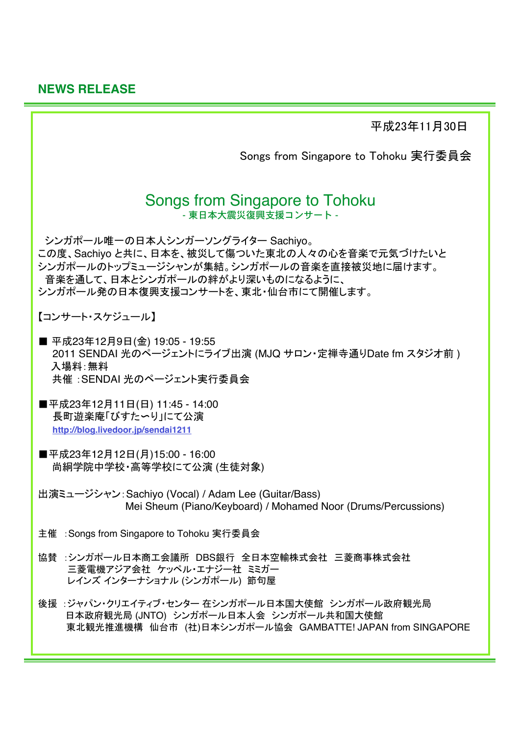**NEWS RELEASE**

平成23年11月30日

Songs from Singapore to Tohoku 実行委員会

# Songs from Singapore to Tohoku

## - 東日本大震災復興支援コンサート -

シンガポール唯一の日本人シンガーソングライター Sachiyo。
この度、Sachiyo と共に、日本を、被災して傷ついた東北の人々の心を音楽で元気づけたいと
シンガポールのトップミュージシャンが集結。シンガポールの音楽を直接被災地に届けます。
音楽を通して、日本とシンガポールの絆がより深いものになるように、
シンガポール発の日本復興支援コンサートを、東北・仙台市にて開催します。

【コンサート・スケジュール】

■ 平成23年12月9日(金) 19:05 - 19:55
2011 SENDAI 光のページェントにライブ出演 (MJQ サロン・定禅寺通りDate fm スタジオ前 )
入場料：無料
共催 ：SENDAI 光のページェント実行委員会

■平成23年12月11日(日) 11:45 - 14:00
長町遊楽庵「びすた〜り」にて公演
http://blog.livedoor.jp/sendai1211

■平成23年12月12日(月)15:00 - 16:00
尚絅学院中学校・高等学校にて公演 (生徒対象)

出演ミュージシャン：Sachiyo (Vocal) / Adam Lee (Guitar/Bass)
Mei Sheum (Piano/Keyboard) / Mohamed Noor (Drums/Percussions)

主催 ：Songs from Singapore to Tohoku 実行委員会

協賛 ：シンガポール日本商工会議所 DBS銀行 全日本空輸株式会社 三菱商事株式会社
三菱電機アジア会社 ケッペル・エナジー社 ミミガー
レインズ インターナショナル (シンガポール) 節句屋

後援 ：ジャパン・クリエイティブ・センター 在シンガポール日本国大使館 シンガポール政府観光局
日本政府観光局 (JNTO) シンガポール日本人会 シンガポール共和国大使館
東北観光推進機構 仙台市 (社)日本シンガポール協会 GAMBATTE! JAPAN from SINGAPORE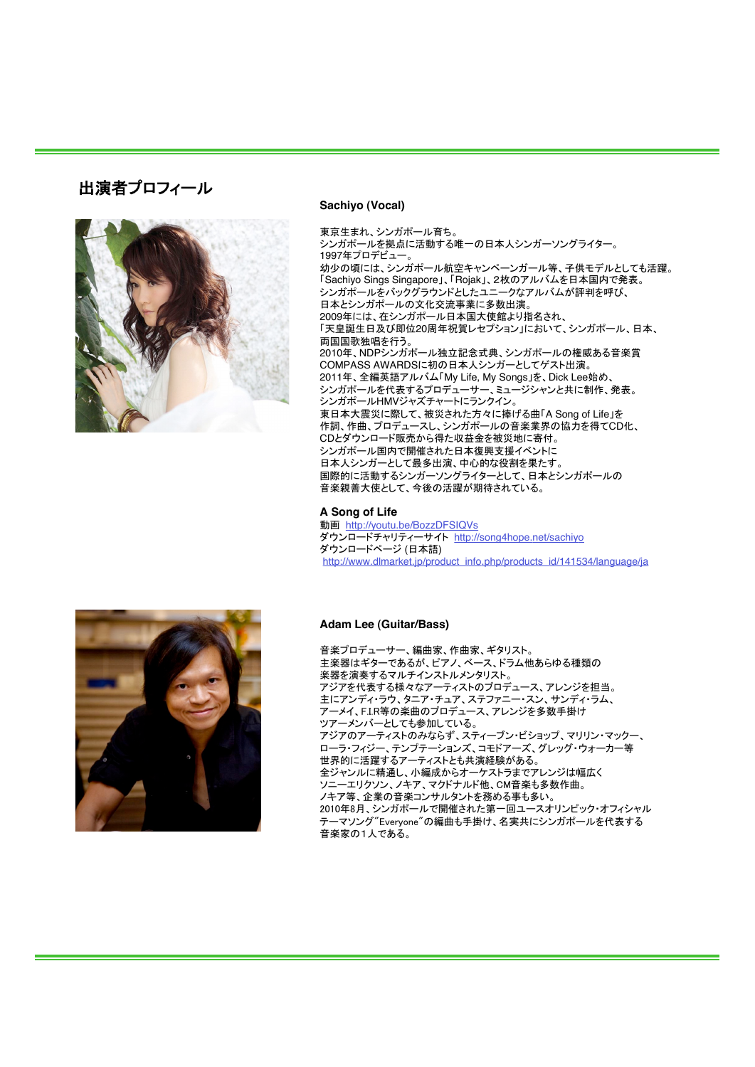## 出演者プロフィール

### Sachiyo (Vocal)

東京生まれ、シンガポール育ち。
シンガポールを拠点に活動する唯一の日本人シンガーソングライター。
1997年プロデビュー。
幼少の頃には、シンガポール航空キャンペーンガール等、子供モデルとしても活躍。
「Sachiyo Sings Singapore」、「Rojak」、2枚のアルバムを日本国内で発表。
シンガポールをバックグラウンドとしたユニークなアルバムが評判を呼び、
日本とシンガポールの文化交流事業に多数出演。
2009年には、在シンガポール日本国大使館より指名され、
「天皇誕生日及び即位20周年祝賀レセプション」において、シンガポール、日本、
両国国歌独唱を行う。
2010年、NDPシンガポール独立記念式典、シンガポールの権威ある音楽賞
COMPASS AWARDSに初の日本人シンガーとしてゲスト出演。
2011年、全編英語アルバム「My Life, My Songs」を、Dick Lee始め、
シンガポールを代表するプロデューサー、ミュージシャンと共に制作、発表。
シンガポールHMVジャズチャートにランクイン。
東日本大震災に際して、被災された方々に捧げる曲「A Song of Life」を
作詞、作曲、プロデュースし、シンガポールの音楽業界の協力を得てCD化、
CDとダウンロード販売から得た収益金を被災地に寄付。
シンガポール国内で開催された日本復興支援イベントに
日本人シンガーとして最多出演、中心的な役割を果たす。
国際的に活動するシンガーソングライターとして、日本とシンガポールの
音楽親善大使として、今後の活躍が期待されている。

**A Song of Life**
動画 http://youtu.be/BozzDFSIQVs
ダウンロードチャリティーサイト http://song4hope.net/sachiyo
ダウンロードページ (日本語)
http://www.dlmarket.jp/product_info.php/products_id/141534/language/ja

### Adam Lee (Guitar/Bass)

音楽プロデューサー、編曲家、作曲家、ギタリスト。
主楽器はギターであるが、ピアノ、ベース、ドラム他あらゆる種類の
楽器を演奏するマルチインストルメンタリスト。
アジアを代表する様々なアーティストのプロデュース、アレンジを担当。
主にアンディ・ラウ、タニア・チュア、ステファニー・スン、サンディ・ラム、
アーメイ、F.I.R等の楽曲のプロデュース、アレンジを多数手掛け
ツアーメンバーとしても参加している。
アジアのアーティストのみならず、スティーブン・ビショップ、マリリン・マックー、
ローラ・フィジー、テンプテーションズ、コモドアーズ、グレッグ・ウォーカー等
世界的に活躍するアーティストとも共演経験がある。
全ジャンルに精通し、小編成からオーケストラまでアレンジは幅広く
ソニーエリクソン、ノキア、マクドナルド他、CM音楽も多数作曲。
ノキア等、企業の音楽コンサルタントを務める事も多い。
2010年8月、シンガポールで開催された第一回ユースオリンピック・オフィシャル
テーマソング"Everyone"の編曲も手掛け、名実共にシンガポールを代表する
音楽家の1人である。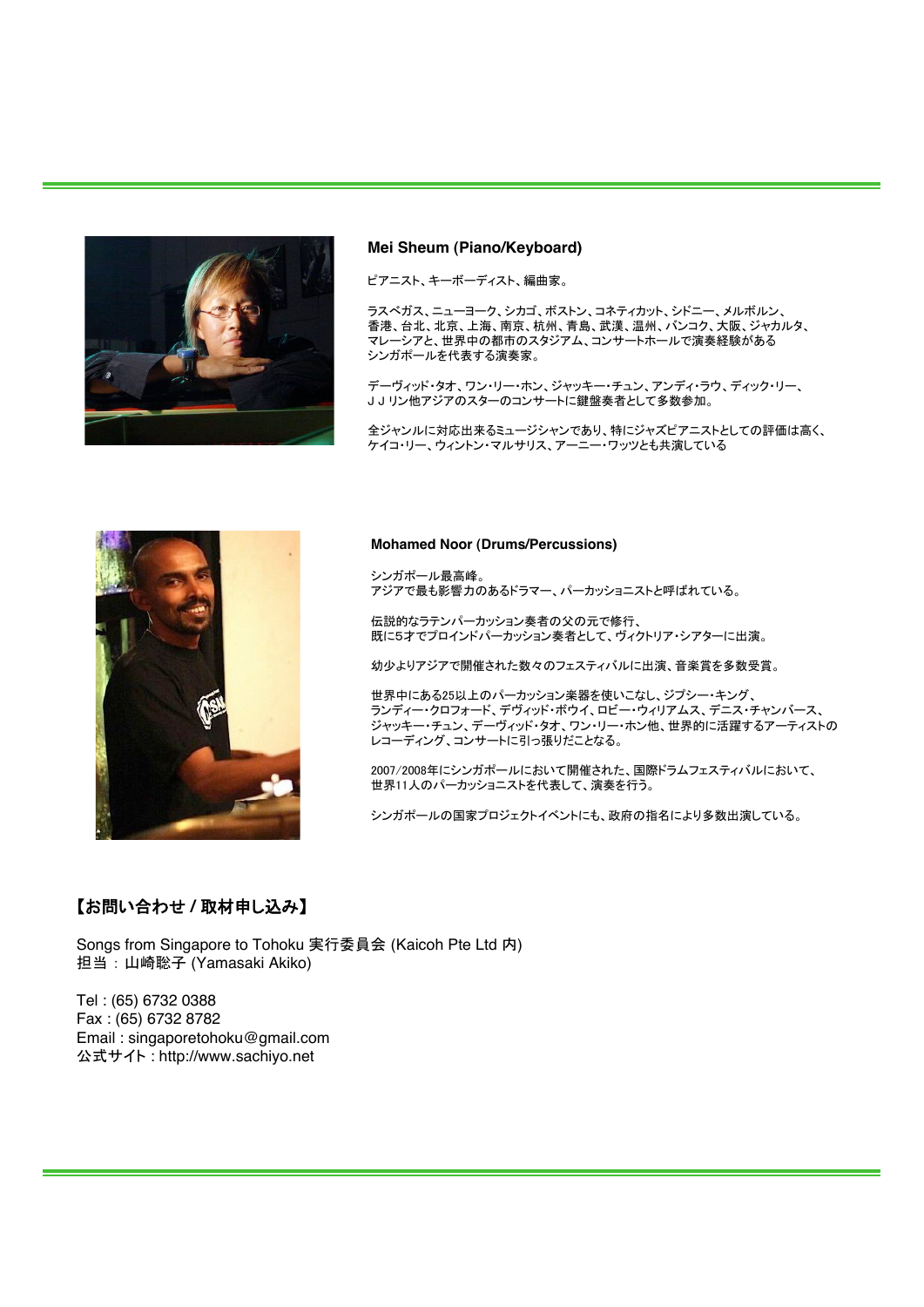### Mei Sheum (Piano/Keyboard)

ピアニスト、キーボーディスト、編曲家。

ラスベガス、ニューヨーク、シカゴ、ボストン、コネティカット、シドニー、メルボルン、
香港、台北、北京、上海、南京、杭州、青島、武漢、温州、バンコク、大阪、ジャカルタ、
マレーシアと、世界中の都市のスタジアム、コンサートホールで演奏経験がある
シンガポールを代表する演奏家。

デーヴィッド・タオ、ワン・リー・ホン、ジャッキー・チュン、アンディ・ラウ、ディック・リー、
ＪＪ リン他アジアのスターのコンサートに鍵盤奏者として多数参加。

全ジャンルに対応出来るミュージシャンであり、特にジャズピアニストとしての評価は高く、
ケイコ・リー、ウィントン・マルサリス、アーニー・ワッツとも共演している

### Mohamed Noor (Drums/Percussions)

シンガポール最高峰。
アジアで最も影響力のあるドラマー、パーカッショニストと呼ばれている。

伝説的なラテンパーカッション奏者の父の元で修行、
既に5才でプロインドパーカッション奏者として、ヴィクトリア・シアターに出演。

幼少よりアジアで開催された数々のフェスティバルに出演、音楽賞を多数受賞。

世界中にある25以上のパーカッション楽器を使いこなし、ジプシー・キング、
ランディー・クロフォード、デヴィッド・ボウイ、ロビー・ウィリアムス、デニス・チャンバース、
ジャッキー・チュン、デーヴィッド・タオ、ワン・リー・ホン他、世界的に活躍するアーティストの
レコーディング、コンサートに引っ張りだことなる。

2007/2008年にシンガポールにおいて開催された、国際ドラムフェスティバルにおいて、
世界11人のパーカッショニストを代表して、演奏を行う。

シンガポールの国家プロジェクトイベントにも、政府の指名により多数出演している。

## 【お問い合わせ / 取材申し込み】

Songs from Singapore to Tohoku 実行委員会 (Kaicoh Pte Ltd 内)
担当 : 山崎聡子 (Yamasaki Akiko)

Tel : (65) 6732 0388
Fax : (65) 6732 8782
Email : singaporetohoku@gmail.com
公式サイト : http://www.sachiyo.net